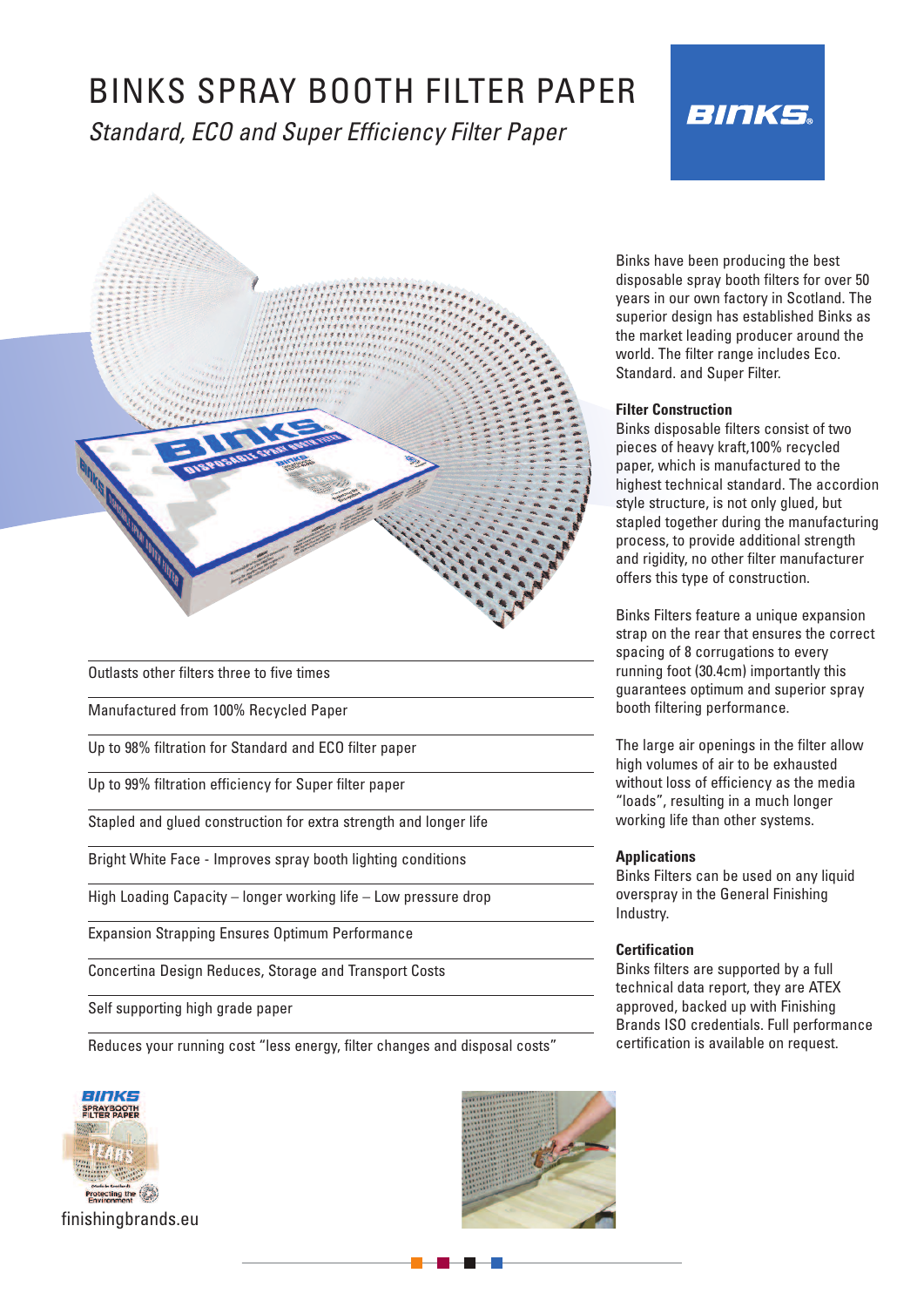# BINKS SPRAY BOOTH FILTER PAPER

*Standard, ECO and Super Efficiency Filter Paper*

Binks have been producing the best disposable spray booth filters for over 50 years in our own factory in Scotland. The superior design has established Binks as the market leading producer around the world. The filter range includes Eco. Standard. and Super Filter.

### Filter Construction

Binks disposable filters consist of two pieces of heavy kraft,100% recycled paper, which is manufactured to the highest technical standard. The accordion style structure, is not only glued, but stapled together during the manufacturing process, to provide additional strength and rigidity, no other filter manufacturer offers this type of construction.

Binks Filters feature a unique expansion strap on the rear that ensures the correct spacing of 8 corrugations to every running foot (30.4cm) importantly this guarantees optimum and superior spray booth filtering performance.

The large air openings in the filter allow high volumes of air to be exhausted without loss of efficiency as the media "loads", resulting in a much longer working life than other systems.

### Applications

Binks Filters can be used on any liquid overspray in the General Finishing Industry.

### Certification

Binks filters are supported by a full technical data report, they are ATEX approved, backed up with Finishing Brands ISO credentials. Full performance certification is available on request.

---

- Outlasts other filters three to five times
- Manufactured from 100% Recycled Paper
- Up to 98% filtration for Standard and ECO filter paper
- Up to 99% filtration efficiency for Super filter paper
- Stapled and glued construction for extra strength and longer life
- Bright White Face - Improves spray booth lighting conditions
- High Loading Capacity – longer working life – Low pressure drop
- Expansion Strapping Ensures Optimum Performance
- Concertina Design Reduces, Storage and Transport Costs
- Self supporting high grade paper
- Reduces your running cost "less energy, filter changes and disposal costs"

finishingbrands.eu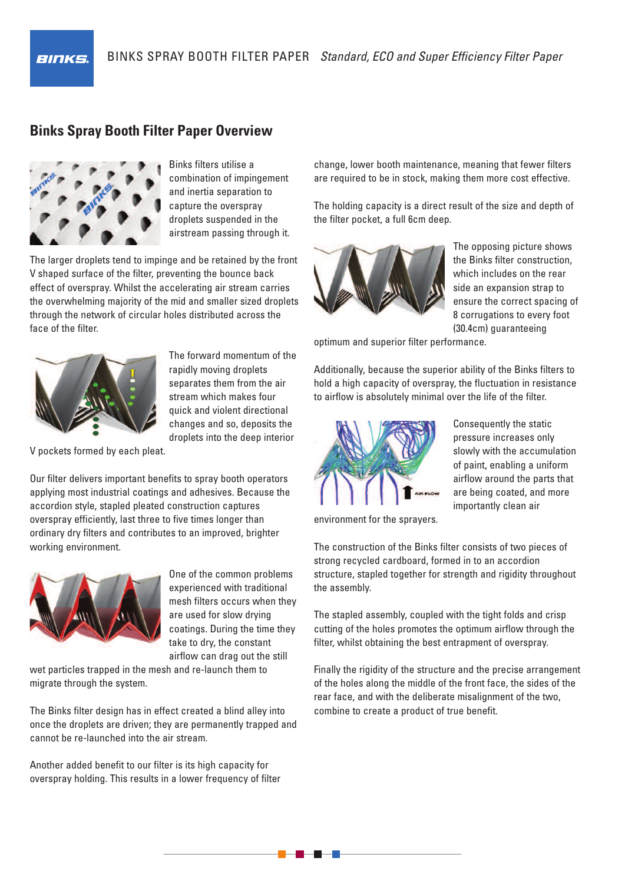## Binks Spray Booth Filter Paper Overview

Binks filters utilise a combination of impingement and inertia separation to capture the overspray droplets suspended in the airstream passing through it.

The larger droplets tend to impinge and be retained by the front V shaped surface of the filter, preventing the bounce back effect of overspray. Whilst the accelerating air stream carries the overwhelming majority of the mid and smaller sized droplets through the network of circular holes distributed across the face of the filter.

The forward momentum of the rapidly moving droplets separates them from the air stream which makes four quick and violent directional changes and so, deposits the droplets into the deep interior V pockets formed by each pleat.

Our filter delivers important benefits to spray booth operators applying most industrial coatings and adhesives. Because the accordion style, stapled pleated construction captures overspray efficiently, last three to five times longer than ordinary dry filters and contributes to an improved, brighter working environment.

One of the common problems experienced with traditional mesh filters occurs when they are used for slow drying coatings. During the time they take to dry, the constant airflow can drag out the still wet particles trapped in the mesh and re-launch them to migrate through the system.

The Binks filter design has in effect created a blind alley into once the droplets are driven; they are permanently trapped and cannot be re-launched into the air stream.

Another added benefit to our filter is its high capacity for overspray holding. This results in a lower frequency of filter change, lower booth maintenance, meaning that fewer filters are required to be in stock, making them more cost effective.

The holding capacity is a direct result of the size and depth of the filter pocket, a full 6cm deep.

The opposing picture shows the Binks filter construction, which includes on the rear side an expansion strap to ensure the correct spacing of 8 corrugations to every foot (30.4cm) guaranteeing optimum and superior filter performance.

Additionally, because the superior ability of the Binks filters to hold a high capacity of overspray, the fluctuation in resistance to airflow is absolutely minimal over the life of the filter.

Consequently the static pressure increases only slowly with the accumulation of paint, enabling a uniform airflow around the parts that are being coated, and more importantly clean air environment for the sprayers.

The construction of the Binks filter consists of two pieces of strong recycled cardboard, formed in to an accordion structure, stapled together for strength and rigidity throughout the assembly.

The stapled assembly, coupled with the tight folds and crisp cutting of the holes promotes the optimum airflow through the filter, whilst obtaining the best entrapment of overspray.

Finally the rigidity of the structure and the precise arrangement of the holes along the middle of the front face, the sides of the rear face, and with the deliberate misalignment of the two, combine to create a product of true benefit.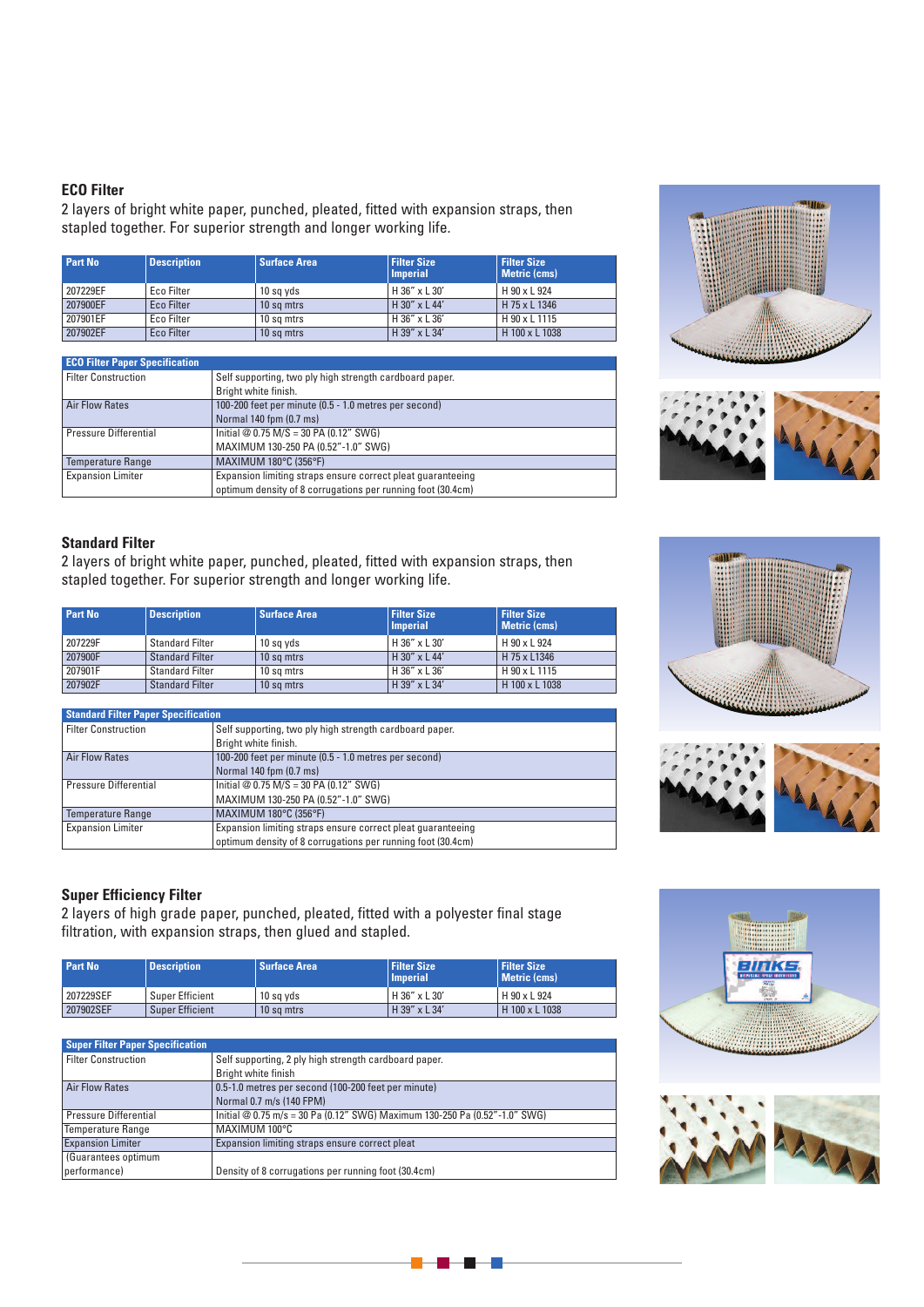## ECO Filter

2 layers of bright white paper, punched, pleated, fitted with expansion straps, then stapled together. For superior strength and longer working life.

| Part No | Description | Surface Area | Filter Size Imperial | Filter Size Metric (cms) |
|---|---|---|---|---|
| 207229EF | Eco Filter | 10 sq yds | H 36" x L 30' | H 90 x L 924 |
| 207900EF | Eco Filter | 10 sq mtrs | H 30" x L 44' | H 75 x L 1346 |
| 207901EF | Eco Filter | 10 sq mtrs | H 36" x L 36' | H 90 x L 1115 |
| 207902EF | Eco Filter | 10 sq mtrs | H 39" x L 34' | H 100 x L 1038 |

| ECO Filter Paper Specification | |
|---|---|
| Filter Construction | Self supporting, two ply high strength cardboard paper. Bright white finish. |
| Air Flow Rates | 100-200 feet per minute (0.5 - 1.0 metres per second) Normal 140 fpm (0.7 ms) |
| Pressure Differential | Initial @ 0.75 M/S = 30 PA (0.12" SWG) MAXIMUM 130-250 PA (0.52"-1.0" SWG) |
| Temperature Range | MAXIMUM 180°C (356°F) |
| Expansion Limiter | Expansion limiting straps ensure correct pleat guaranteeing optimum density of 8 corrugations per running foot (30.4cm) |

## Standard Filter

2 layers of bright white paper, punched, pleated, fitted with expansion straps, then stapled together. For superior strength and longer working life.

| Part No | Description | Surface Area | Filter Size Imperial | Filter Size Metric (cms) |
|---|---|---|---|---|
| 207229F | Standard Filter | 10 sq yds | H 36" x L 30' | H 90 x L 924 |
| 207900F | Standard Filter | 10 sq mtrs | H 30" x L 44' | H 75 x L1346 |
| 207901F | Standard Filter | 10 sq mtrs | H 36" x L 36' | H 90 x L 1115 |
| 207902F | Standard Filter | 10 sq mtrs | H 39" x L 34' | H 100 x L 1038 |

| Standard Filter Paper Specification | |
|---|---|
| Filter Construction | Self supporting, two ply high strength cardboard paper. Bright white finish. |
| Air Flow Rates | 100-200 feet per minute (0.5 - 1.0 metres per second) Normal 140 fpm (0.7 ms) |
| Pressure Differential | Initial @ 0.75 M/S = 30 PA (0.12" SWG) MAXIMUM 130-250 PA (0.52"-1.0" SWG) |
| Temperature Range | MAXIMUM 180°C (356°F) |
| Expansion Limiter | Expansion limiting straps ensure correct pleat guaranteeing optimum density of 8 corrugations per running foot (30.4cm) |

## Super Efficiency Filter

2 layers of high grade paper, punched, pleated, fitted with a polyester final stage filtration, with expansion straps, then glued and stapled.

| Part No | Description | Surface Area | Filter Size Imperial | Filter Size Metric (cms) |
|---|---|---|---|---|
| 207229SEF | Super Efficient | 10 sq yds | H 36" x L 30' | H 90 x L 924 |
| 207902SEF | Super Efficient | 10 sq mtrs | H 39" x L 34' | H 100 x L 1038 |

| Super Filter Paper Specification | |
|---|---|
| Filter Construction | Self supporting, 2 ply high strength cardboard paper. Bright white finish |
| Air Flow Rates | 0.5-1.0 metres per second (100-200 feet per minute) Normal 0.7 m/s (140 FPM) |
| Pressure Differential | Initial @ 0.75 m/s = 30 Pa (0.12" SWG) Maximum 130-250 Pa (0.52"-1.0" SWG) |
| Temperature Range | MAXIMUM 100°C |
| Expansion Limiter | Expansion limiting straps ensure correct pleat |
| (Guarantees optimum performance) | Density of 8 corrugations per running foot (30.4cm) |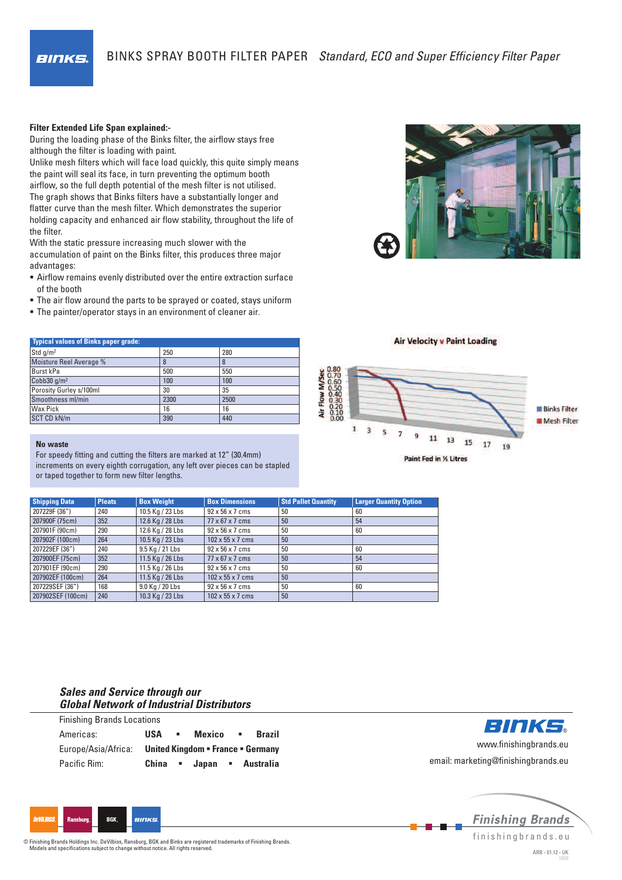# BINKS SPRAY BOOTH FILTER PAPER *Standard, ECO and Super Efficiency Filter Paper*

**Filter Extended Life Span explained:-**

During the loading phase of the Binks filter, the airflow stays free although the filter is loading with paint.

Unlike mesh filters which will face load quickly, this quite simply means the paint will seal its face, in turn preventing the optimum booth airflow, so the full depth potential of the mesh filter is not utilised.

The graph shows that Binks filters have a substantially longer and flatter curve than the mesh filter. Which demonstrates the superior holding capacity and enhanced air flow stability, throughout the life of the filter.

With the static pressure increasing much slower with the accumulation of paint on the Binks filter, this produces three major advantages:

- Airflow remains evenly distributed over the entire extraction surface of the booth
- The air flow around the parts to be sprayed or coated, stays uniform
- The painter/operator stays in an environment of cleaner air.

| Typical values of Binks paper grade: | | |
|---|---|---|
| Std g/m² | 250 | 280 |
| Moisture Reel Average % | 8 | 8 |
| Burst kPa | 500 | 550 |
| Cobb30 g/m² | 100 | 100 |
| Porosity Gurley s/100ml | 30 | 35 |
| Smoothness ml/min | 2300 | 2500 |
| Wax Pick | 16 | 16 |
| SCT CD kN/m | 390 | 440 |

Air Velocity v Paint Loading

Air Flow M/Sec
0.80
0.70
0.60
0.50
0.40
0.30
0.20
0.10
0.00

1 3 5 7 9 11 13 15 17 19

Paint Fed in ½ Litres

Binks Filter
Mesh Filter

**No waste**

For speedy fitting and cutting the filters are marked at 12" (30.4mm) increments on every eighth corrugation, any left over pieces can be stapled or taped together to form new filter lengths.

| Shipping Data | Pleats | Box Weight | Box Dimensions | Std Pallet Quantity | Larger Quantity Option |
|---|---|---|---|---|---|
| 207229F (36") | 240 | 10.5 Kg / 23 Lbs | 92 x 56 x 7 cms | 50 | 60 |
| 207900F (75cm) | 352 | 12.6 Kg / 28 Lbs | 77 x 67 x 7 cms | 50 | 54 |
| 207901F (90cm) | 290 | 12.6 Kg / 28 Lbs | 92 x 56 x 7 cms | 50 | 60 |
| 207902F (100cm) | 264 | 10.5 Kg / 23 Lbs | 102 x 55 x 7 cms | 50 | |
| 207229EF (36") | 240 | 9.5 Kg / 21 Lbs | 92 x 56 x 7 cms | 50 | 60 |
| 207900EF (75cm) | 352 | 11.5 Kg / 26 Lbs | 77 x 67 x 7 cms | 50 | 54 |
| 207901EF (90cm) | 290 | 11.5 Kg / 26 Lbs | 92 x 56 x 7 cms | 50 | 60 |
| 207902EF (100cm) | 264 | 11.5 Kg / 26 Lbs | 102 x 55 x 7 cms | 50 | |
| 207229SEF (36") | 168 | 9.0 Kg / 20 Lbs | 92 x 56 x 7 cms | 50 | 60 |
| 207902SEF (100cm) | 240 | 10.3 Kg / 23 Lbs | 102 x 55 x 7 cms | 50 | |

***Sales and Service through our Global Network of Industrial Distributors***

Finishing Brands Locations

Americas: **USA ▪ Mexico ▪ Brazil**

Europe/Asia/Africa: **United Kingdom ▪ France ▪ Germany**

Pacific Rim: **China ▪ Japan ▪ Australia**

BINKS

www.finishingbrands.eu

email: marketing@finishingbrands.eu

Finishing Brands
finishingbrands.eu

© Finishing Brands Holdings Inc. DeVilbiss, Ransburg, BGK and Binks are registered trademarks of Finishing Brands. Models and specifications subject to change without notice. All rights reserved.

ARB - 01.12 - UK